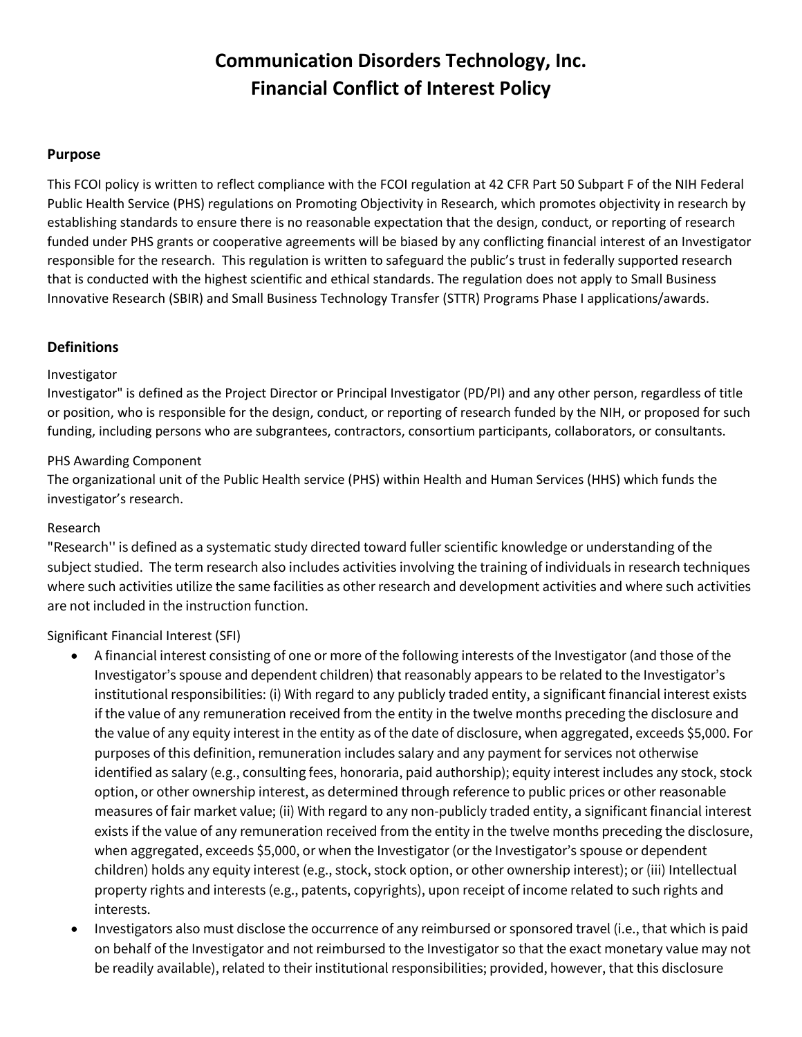# Communication Disorders Technology, Inc.
# Financial Conflict of Interest Policy

## Purpose

This FCOI policy is written to reflect compliance with the FCOI regulation at 42 CFR Part 50 Subpart F of the NIH Federal Public Health Service (PHS) regulations on Promoting Objectivity in Research, which promotes objectivity in research by establishing standards to ensure there is no reasonable expectation that the design, conduct, or reporting of research funded under PHS grants or cooperative agreements will be biased by any conflicting financial interest of an Investigator responsible for the research. This regulation is written to safeguard the public's trust in federally supported research that is conducted with the highest scientific and ethical standards. The regulation does not apply to Small Business Innovative Research (SBIR) and Small Business Technology Transfer (STTR) Programs Phase I applications/awards.

## Definitions

Investigator

Investigator" is defined as the Project Director or Principal Investigator (PD/PI) and any other person, regardless of title or position, who is responsible for the design, conduct, or reporting of research funded by the NIH, or proposed for such funding, including persons who are subgrantees, contractors, consortium participants, collaborators, or consultants.

PHS Awarding Component

The organizational unit of the Public Health service (PHS) within Health and Human Services (HHS) which funds the investigator's research.

Research

"Research'' is defined as a systematic study directed toward fuller scientific knowledge or understanding of the subject studied. The term research also includes activities involving the training of individuals in research techniques where such activities utilize the same facilities as other research and development activities and where such activities are not included in the instruction function.

Significant Financial Interest (SFI)

- A financial interest consisting of one or more of the following interests of the Investigator (and those of the Investigator's spouse and dependent children) that reasonably appears to be related to the Investigator's institutional responsibilities: (i) With regard to any publicly traded entity, a significant financial interest exists if the value of any remuneration received from the entity in the twelve months preceding the disclosure and the value of any equity interest in the entity as of the date of disclosure, when aggregated, exceeds $5,000. For purposes of this definition, remuneration includes salary and any payment for services not otherwise identified as salary (e.g., consulting fees, honoraria, paid authorship); equity interest includes any stock, stock option, or other ownership interest, as determined through reference to public prices or other reasonable measures of fair market value; (ii) With regard to any non-publicly traded entity, a significant financial interest exists if the value of any remuneration received from the entity in the twelve months preceding the disclosure, when aggregated, exceeds $5,000, or when the Investigator (or the Investigator's spouse or dependent children) holds any equity interest (e.g., stock, stock option, or other ownership interest); or (iii) Intellectual property rights and interests (e.g., patents, copyrights), upon receipt of income related to such rights and interests.
- Investigators also must disclose the occurrence of any reimbursed or sponsored travel (i.e., that which is paid on behalf of the Investigator and not reimbursed to the Investigator so that the exact monetary value may not be readily available), related to their institutional responsibilities; provided, however, that this disclosure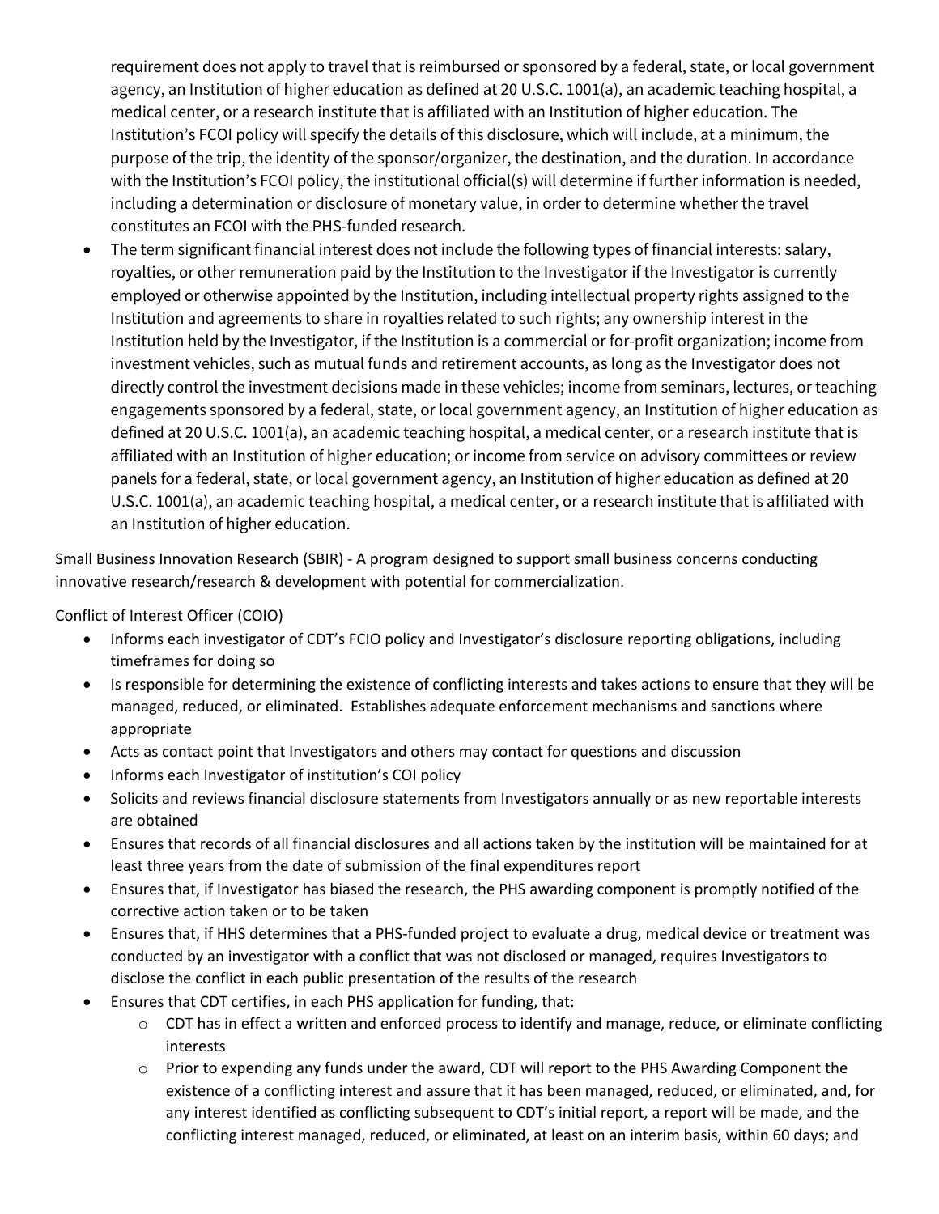requirement does not apply to travel that is reimbursed or sponsored by a federal, state, or local government agency, an Institution of higher education as defined at 20 U.S.C. 1001(a), an academic teaching hospital, a medical center, or a research institute that is affiliated with an Institution of higher education. The Institution's FCOI policy will specify the details of this disclosure, which will include, at a minimum, the purpose of the trip, the identity of the sponsor/organizer, the destination, and the duration. In accordance with the Institution's FCOI policy, the institutional official(s) will determine if further information is needed, including a determination or disclosure of monetary value, in order to determine whether the travel constitutes an FCOI with the PHS-funded research.

- The term significant financial interest does not include the following types of financial interests: salary, royalties, or other remuneration paid by the Institution to the Investigator if the Investigator is currently employed or otherwise appointed by the Institution, including intellectual property rights assigned to the Institution and agreements to share in royalties related to such rights; any ownership interest in the Institution held by the Investigator, if the Institution is a commercial or for-profit organization; income from investment vehicles, such as mutual funds and retirement accounts, as long as the Investigator does not directly control the investment decisions made in these vehicles; income from seminars, lectures, or teaching engagements sponsored by a federal, state, or local government agency, an Institution of higher education as defined at 20 U.S.C. 1001(a), an academic teaching hospital, a medical center, or a research institute that is affiliated with an Institution of higher education; or income from service on advisory committees or review panels for a federal, state, or local government agency, an Institution of higher education as defined at 20 U.S.C. 1001(a), an academic teaching hospital, a medical center, or a research institute that is affiliated with an Institution of higher education.

Small Business Innovation Research (SBIR) - A program designed to support small business concerns conducting innovative research/research & development with potential for commercialization.

Conflict of Interest Officer (COIO)

- Informs each investigator of CDT's FCIO policy and Investigator's disclosure reporting obligations, including timeframes for doing so
- Is responsible for determining the existence of conflicting interests and takes actions to ensure that they will be managed, reduced, or eliminated. Establishes adequate enforcement mechanisms and sanctions where appropriate
- Acts as contact point that Investigators and others may contact for questions and discussion
- Informs each Investigator of institution's COI policy
- Solicits and reviews financial disclosure statements from Investigators annually or as new reportable interests are obtained
- Ensures that records of all financial disclosures and all actions taken by the institution will be maintained for at least three years from the date of submission of the final expenditures report
- Ensures that, if Investigator has biased the research, the PHS awarding component is promptly notified of the corrective action taken or to be taken
- Ensures that, if HHS determines that a PHS-funded project to evaluate a drug, medical device or treatment was conducted by an investigator with a conflict that was not disclosed or managed, requires Investigators to disclose the conflict in each public presentation of the results of the research
- Ensures that CDT certifies, in each PHS application for funding, that:
  - CDT has in effect a written and enforced process to identify and manage, reduce, or eliminate conflicting interests
  - Prior to expending any funds under the award, CDT will report to the PHS Awarding Component the existence of a conflicting interest and assure that it has been managed, reduced, or eliminated, and, for any interest identified as conflicting subsequent to CDT's initial report, a report will be made, and the conflicting interest managed, reduced, or eliminated, at least on an interim basis, within 60 days; and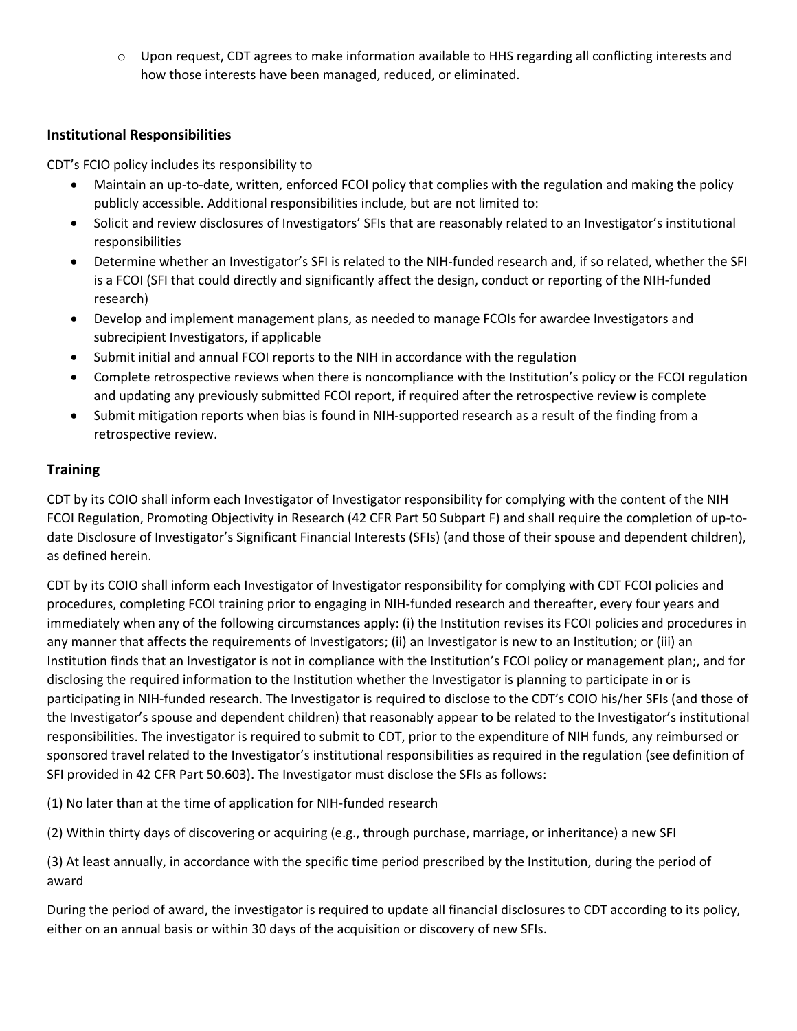- Upon request, CDT agrees to make information available to HHS regarding all conflicting interests and how those interests have been managed, reduced, or eliminated.

## Institutional Responsibilities

CDT's FCIO policy includes its responsibility to

- Maintain an up-to-date, written, enforced FCOI policy that complies with the regulation and making the policy publicly accessible. Additional responsibilities include, but are not limited to:
- Solicit and review disclosures of Investigators' SFIs that are reasonably related to an Investigator's institutional responsibilities
- Determine whether an Investigator's SFI is related to the NIH-funded research and, if so related, whether the SFI is a FCOI (SFI that could directly and significantly affect the design, conduct or reporting of the NIH-funded research)
- Develop and implement management plans, as needed to manage FCOIs for awardee Investigators and subrecipient Investigators, if applicable
- Submit initial and annual FCOI reports to the NIH in accordance with the regulation
- Complete retrospective reviews when there is noncompliance with the Institution's policy or the FCOI regulation and updating any previously submitted FCOI report, if required after the retrospective review is complete
- Submit mitigation reports when bias is found in NIH-supported research as a result of the finding from a retrospective review.

## Training

CDT by its COIO shall inform each Investigator of Investigator responsibility for complying with the content of the NIH FCOI Regulation, Promoting Objectivity in Research (42 CFR Part 50 Subpart F) and shall require the completion of up-to-date Disclosure of Investigator's Significant Financial Interests (SFIs) (and those of their spouse and dependent children), as defined herein.

CDT by its COIO shall inform each Investigator of Investigator responsibility for complying with CDT FCOI policies and procedures, completing FCOI training prior to engaging in NIH-funded research and thereafter, every four years and immediately when any of the following circumstances apply: (i) the Institution revises its FCOI policies and procedures in any manner that affects the requirements of Investigators; (ii) an Investigator is new to an Institution; or (iii) an Institution finds that an Investigator is not in compliance with the Institution's FCOI policy or management plan;, and for disclosing the required information to the Institution whether the Investigator is planning to participate in or is participating in NIH-funded research. The Investigator is required to disclose to the CDT's COIO his/her SFIs (and those of the Investigator's spouse and dependent children) that reasonably appear to be related to the Investigator's institutional responsibilities. The investigator is required to submit to CDT, prior to the expenditure of NIH funds, any reimbursed or sponsored travel related to the Investigator's institutional responsibilities as required in the regulation (see definition of SFI provided in 42 CFR Part 50.603). The Investigator must disclose the SFIs as follows:

(1) No later than at the time of application for NIH-funded research

(2) Within thirty days of discovering or acquiring (e.g., through purchase, marriage, or inheritance) a new SFI

(3) At least annually, in accordance with the specific time period prescribed by the Institution, during the period of award

During the period of award, the investigator is required to update all financial disclosures to CDT according to its policy, either on an annual basis or within 30 days of the acquisition or discovery of new SFIs.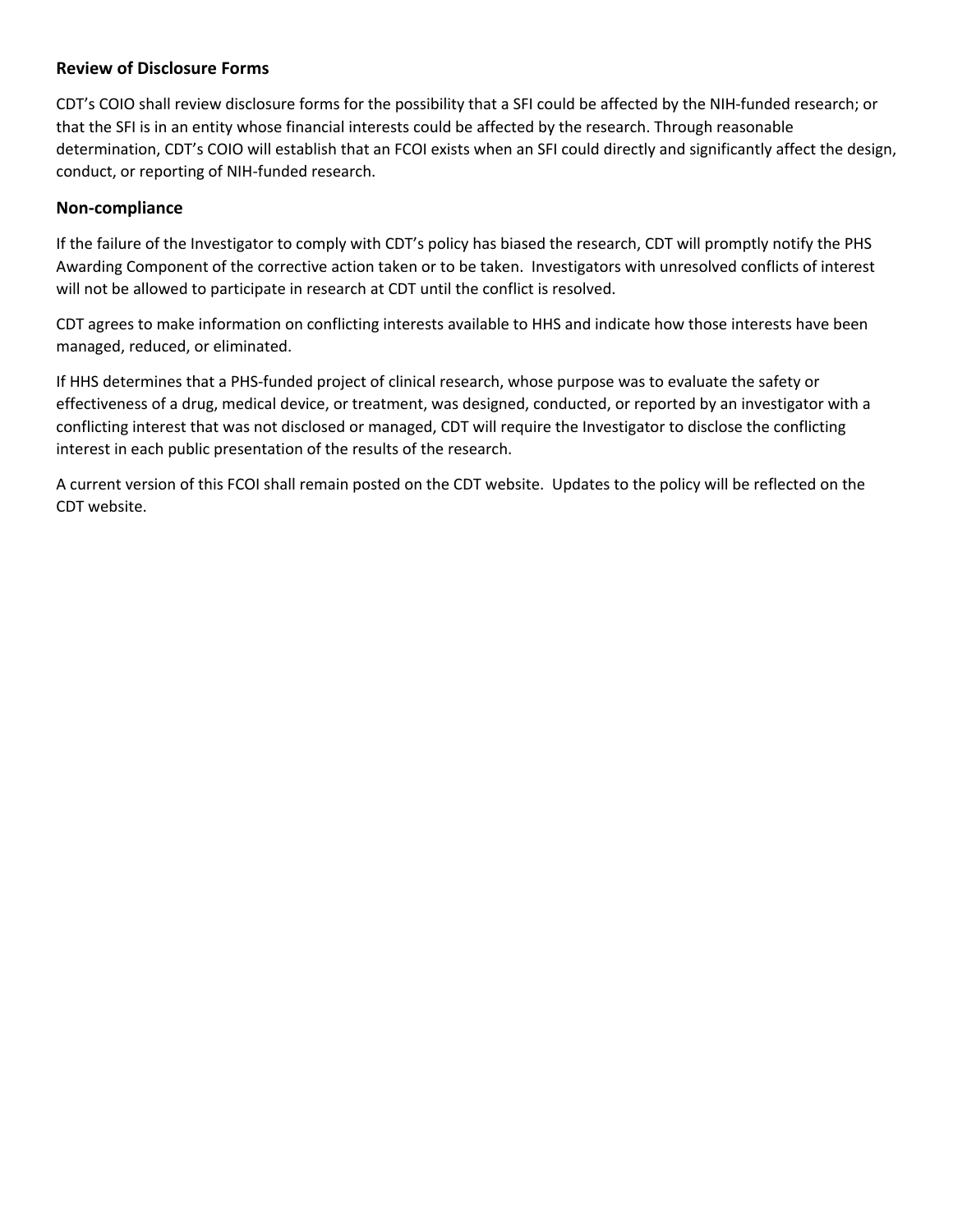### Review of Disclosure Forms

CDT's COIO shall review disclosure forms for the possibility that a SFI could be affected by the NIH-funded research; or that the SFI is in an entity whose financial interests could be affected by the research. Through reasonable determination, CDT's COIO will establish that an FCOI exists when an SFI could directly and significantly affect the design, conduct, or reporting of NIH-funded research.

### Non-compliance

If the failure of the Investigator to comply with CDT's policy has biased the research, CDT will promptly notify the PHS Awarding Component of the corrective action taken or to be taken. Investigators with unresolved conflicts of interest will not be allowed to participate in research at CDT until the conflict is resolved.

CDT agrees to make information on conflicting interests available to HHS and indicate how those interests have been managed, reduced, or eliminated.

If HHS determines that a PHS-funded project of clinical research, whose purpose was to evaluate the safety or effectiveness of a drug, medical device, or treatment, was designed, conducted, or reported by an investigator with a conflicting interest that was not disclosed or managed, CDT will require the Investigator to disclose the conflicting interest in each public presentation of the results of the research.

A current version of this FCOI shall remain posted on the CDT website. Updates to the policy will be reflected on the CDT website.